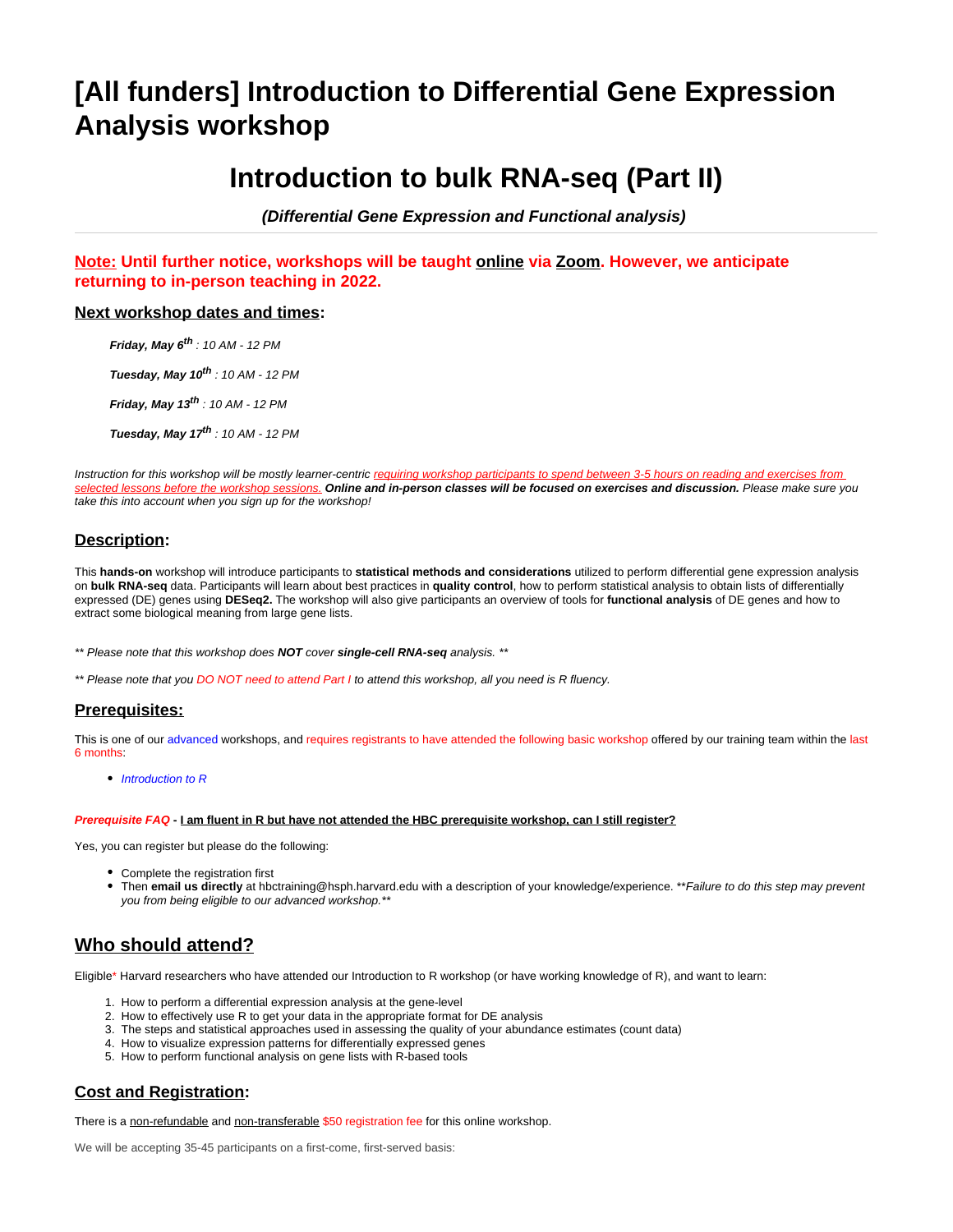# [All funders] Introduction to Differential Gene Expression Analysis workshop

# Introduction to bulk RNA-seq (Part II)

***(Differential Gene Expression and Functional analysis)***

---

### Note: Until further notice, workshops will be taught online via Zoom. However, we anticipate returning to in-person teaching in 2022.

### Next workshop dates and times:

> ***Friday, May 6th*** *: 10 AM - 12 PM*
>
> ***Tuesday, May 10th*** *: 10 AM - 12 PM*
>
> ***Friday, May 13th*** *: 10 AM - 12 PM*
>
> ***Tuesday, May 17th*** *: 10 AM - 12 PM*

*Instruction for this workshop will be mostly learner-centric requiring workshop participants to spend between 3-5 hours on reading and exercises from selected lessons before the workshop sessions.* ***Online and in-person classes will be focused on exercises and discussion.*** *Please make sure you take this into account when you sign up for the workshop!*

### Description:

This **hands-on** workshop will introduce participants to **statistical methods and considerations** utilized to perform differential gene expression analysis on **bulk RNA-seq** data. Participants will learn about best practices in **quality control**, how to perform statistical analysis to obtain lists of differentially expressed (DE) genes using **DESeq2.** The workshop will also give participants an overview of tools for **functional analysis** of DE genes and how to extract some biological meaning from large gene lists.

*** Please note that this workshop does* ***NOT*** *cover* ***single-cell RNA-seq*** *analysis. ***

*** Please note that you DO NOT need to attend Part I to attend this workshop, all you need is R fluency.*

### Prerequisites:

This is one of our advanced workshops, and requires registrants to have attended the following basic workshop offered by our training team within the last 6 months:

- *Introduction to R*

***Prerequisite FAQ*** **- I am fluent in R but have not attended the HBC prerequisite workshop, can I still register?**

Yes, you can register but please do the following:

- Complete the registration first
- Then **email us directly** at hbctraining@hsph.harvard.edu with a description of your knowledge/experience. ***Failure to do this step may prevent you from being eligible to our advanced workshop.***

## Who should attend?

Eligible* Harvard researchers who have attended our Introduction to R workshop (or have working knowledge of R), and want to learn:

1. How to perform a differential expression analysis at the gene-level
2. How to effectively use R to get your data in the appropriate format for DE analysis
3. The steps and statistical approaches used in assessing the quality of your abundance estimates (count data)
4. How to visualize expression patterns for differentially expressed genes
5. How to perform functional analysis on gene lists with R-based tools

### Cost and Registration:

There is a non-refundable and non-transferable $50 registration fee for this online workshop.

We will be accepting 35-45 participants on a first-come, first-served basis: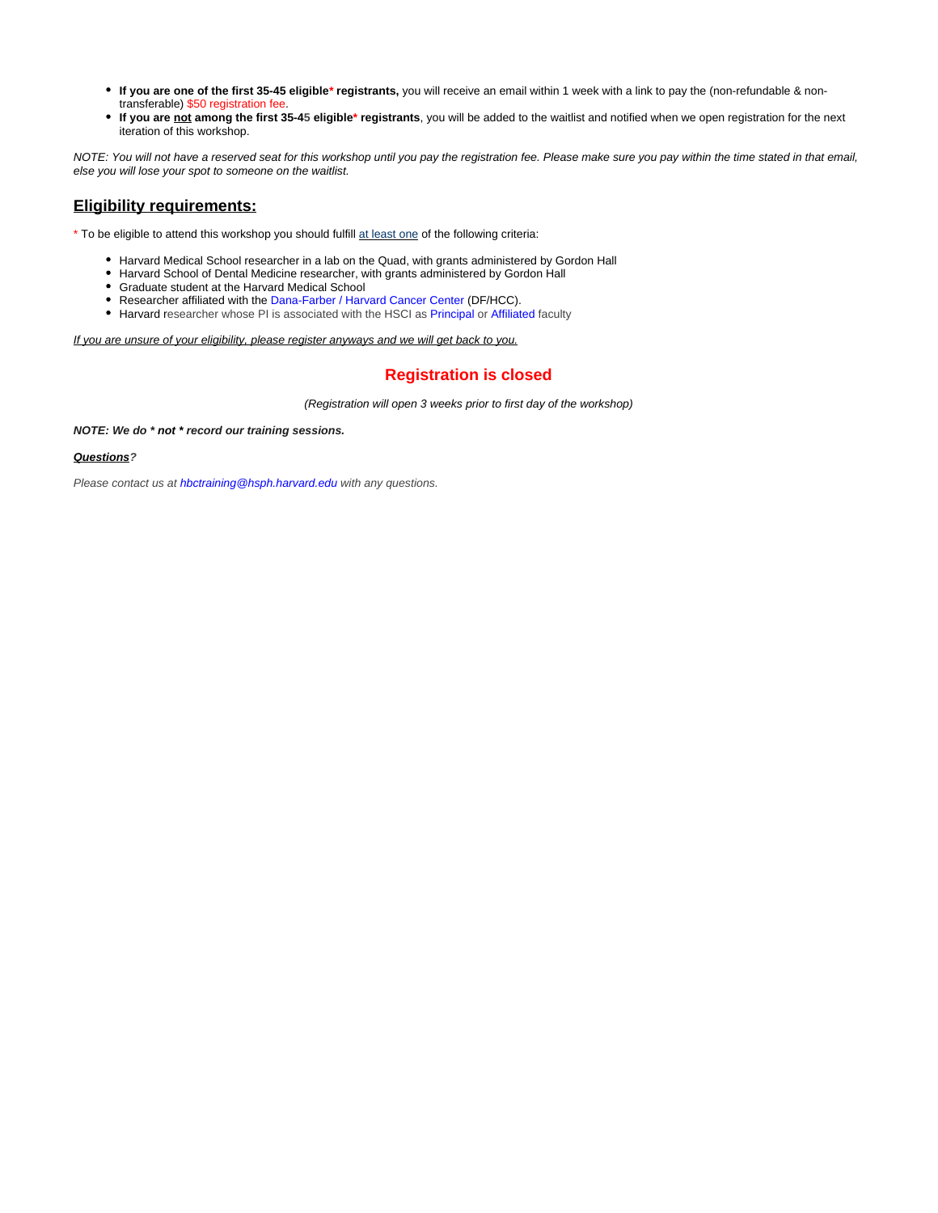- **If you are one of the first 35-45 eligible* registrants,** you will receive an email within 1 week with a link to pay the (non-refundable & non-transferable) $50 registration fee.
- **If you are not among the first 35-45 eligible* registrants**, you will be added to the waitlist and notified when we open registration for the next iteration of this workshop.

*NOTE: You will not have a reserved seat for this workshop until you pay the registration fee. Please make sure you pay within the time stated in that email, else you will lose your spot to someone on the waitlist.*

## Eligibility requirements:

* To be eligible to attend this workshop you should fulfill at least one of the following criteria:

- Harvard Medical School researcher in a lab on the Quad, with grants administered by Gordon Hall
- Harvard School of Dental Medicine researcher, with grants administered by Gordon Hall
- Graduate student at the Harvard Medical School
- Researcher affiliated with the Dana-Farber / Harvard Cancer Center (DF/HCC).
- Harvard researcher whose PI is associated with the HSCI as Principal or Affiliated faculty

*If you are unsure of your eligibility, please register anyways and we will get back to you.*

### Registration is closed

*(Registration will open 3 weeks prior to first day of the workshop)*

***NOTE: We do * not * record our training sessions.***

***Questions?***

*Please contact us at hbctraining@hsph.harvard.edu with any questions.*